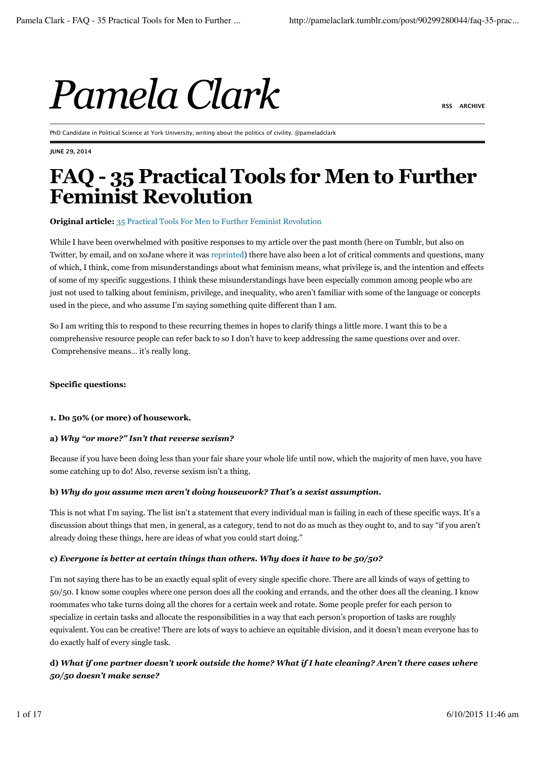# Pamela Clark

RSS ARCHIVE

PhD Candidate in Political Science at York University, writing about the politics of civility. @pameladclark

JUNE 29, 2014

## FAQ - 35 Practical Tools for Men to Further Feminist Revolution

**Original article:** 35 Practical Tools For Men to Further Feminist Revolution

While I have been overwhelmed with positive responses to my article over the past month (here on Tumblr, but also on Twitter, by email, and on xoJane where it was reprinted) there have also been a lot of critical comments and questions, many of which, I think, come from misunderstandings about what feminism means, what privilege is, and the intention and effects of some of my specific suggestions. I think these misunderstandings have been especially common among people who are just not used to talking about feminism, privilege, and inequality, who aren't familiar with some of the language or concepts used in the piece, and who assume I'm saying something quite different than I am.

So I am writing this to respond to these recurring themes in hopes to clarify things a little more. I want this to be a comprehensive resource people can refer back to so I don't have to keep addressing the same questions over and over. Comprehensive means… it's really long.

**Specific questions:**

**1. Do 50% (or more) of housework.**

**a) *Why "or more?" Isn't that reverse sexism?***

Because if you have been doing less than your fair share your whole life until now, which the majority of men have, you have some catching up to do! Also, reverse sexism isn't a thing.

**b) *Why do you assume men aren't doing housework? That's a sexist assumption.***

This is not what I'm saying. The list isn't a statement that every individual man is failing in each of these specific ways. It's a discussion about things that men, in general, as a category, tend to not do as much as they ought to, and to say "if you aren't already doing these things, here are ideas of what you could start doing."

**c) *Everyone is better at certain things than others. Why does it have to be 50/50?***

I'm not saying there has to be an exactly equal split of every single specific chore. There are all kinds of ways of getting to 50/50. I know some couples where one person does all the cooking and errands, and the other does all the cleaning. I know roommates who take turns doing all the chores for a certain week and rotate. Some people prefer for each person to specialize in certain tasks and allocate the responsibilities in a way that each person's proportion of tasks are roughly equivalent. You can be creative! There are lots of ways to achieve an equitable division, and it doesn't mean everyone has to do exactly half of every single task.

**d) *What if one partner doesn't work outside the home? What if I hate cleaning? Aren't there cases where 50/50 doesn't make sense?***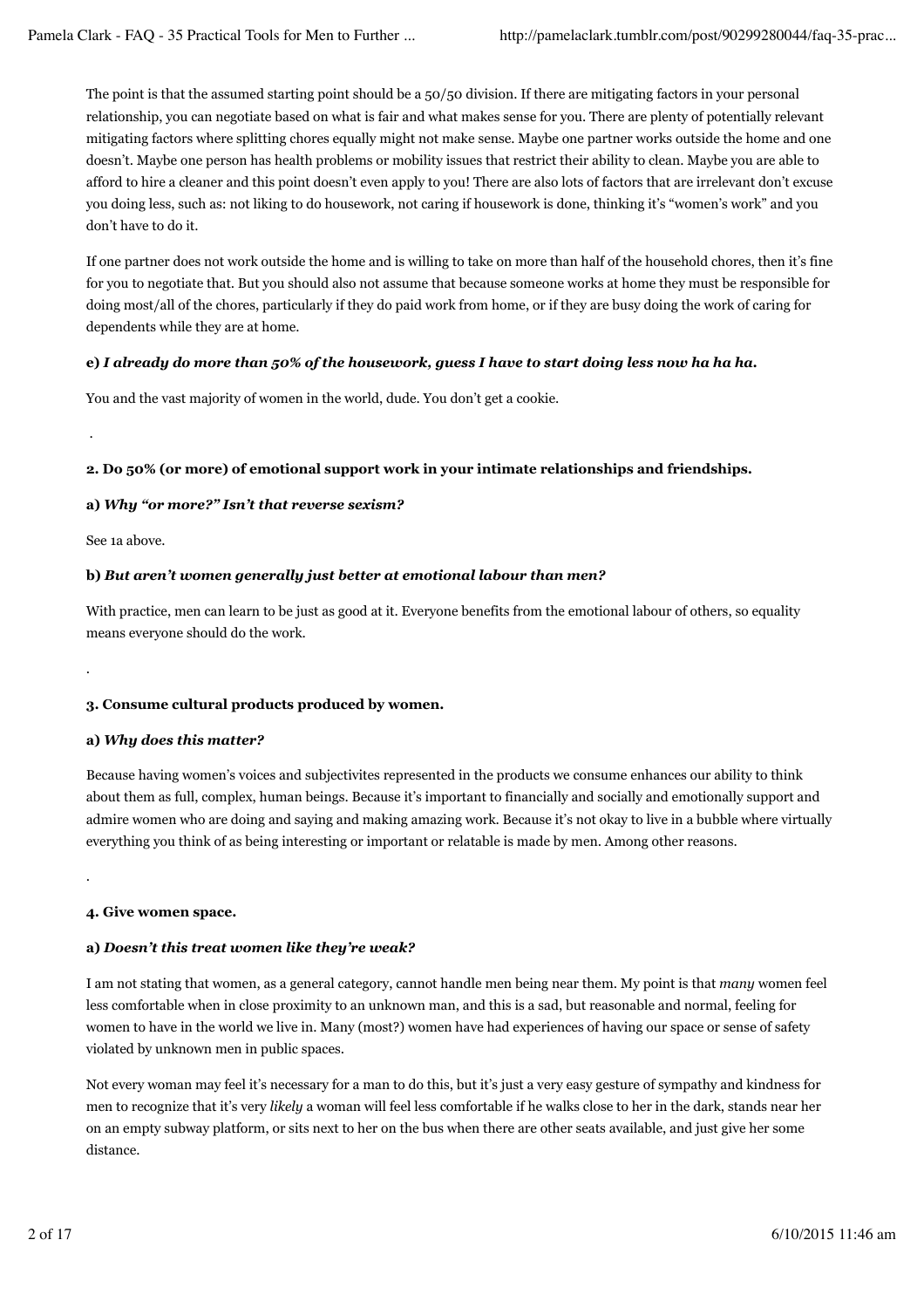The point is that the assumed starting point should be a 50/50 division. If there are mitigating factors in your personal relationship, you can negotiate based on what is fair and what makes sense for you. There are plenty of potentially relevant mitigating factors where splitting chores equally might not make sense. Maybe one partner works outside the home and one doesn't. Maybe one person has health problems or mobility issues that restrict their ability to clean. Maybe you are able to afford to hire a cleaner and this point doesn't even apply to you! There are also lots of factors that are irrelevant don't excuse you doing less, such as: not liking to do housework, not caring if housework is done, thinking it's "women's work" and you don't have to do it.

If one partner does not work outside the home and is willing to take on more than half of the household chores, then it's fine for you to negotiate that. But you should also not assume that because someone works at home they must be responsible for doing most/all of the chores, particularly if they do paid work from home, or if they are busy doing the work of caring for dependents while they are at home.

**e)** ***I already do more than 50% of the housework, guess I have to start doing less now ha ha ha.***

You and the vast majority of women in the world, dude. You don't get a cookie.

.

**2. Do 50% (or more) of emotional support work in your intimate relationships and friendships.**

**a)** ***Why "or more?" Isn't that reverse sexism?***

See 1a above.

**b)** ***But aren't women generally just better at emotional labour than men?***

With practice, men can learn to be just as good at it. Everyone benefits from the emotional labour of others, so equality means everyone should do the work.

.

**3. Consume cultural products produced by women.**

**a)** ***Why does this matter?***

Because having women's voices and subjectivites represented in the products we consume enhances our ability to think about them as full, complex, human beings. Because it's important to financially and socially and emotionally support and admire women who are doing and saying and making amazing work. Because it's not okay to live in a bubble where virtually everything you think of as being interesting or important or relatable is made by men. Among other reasons.

.

**4. Give women space.**

**a)** ***Doesn't this treat women like they're weak?***

I am not stating that women, as a general category, cannot handle men being near them. My point is that *many* women feel less comfortable when in close proximity to an unknown man, and this is a sad, but reasonable and normal, feeling for women to have in the world we live in. Many (most?) women have had experiences of having our space or sense of safety violated by unknown men in public spaces.

Not every woman may feel it's necessary for a man to do this, but it's just a very easy gesture of sympathy and kindness for men to recognize that it's very *likely* a woman will feel less comfortable if he walks close to her in the dark, stands near her on an empty subway platform, or sits next to her on the bus when there are other seats available, and just give her some distance.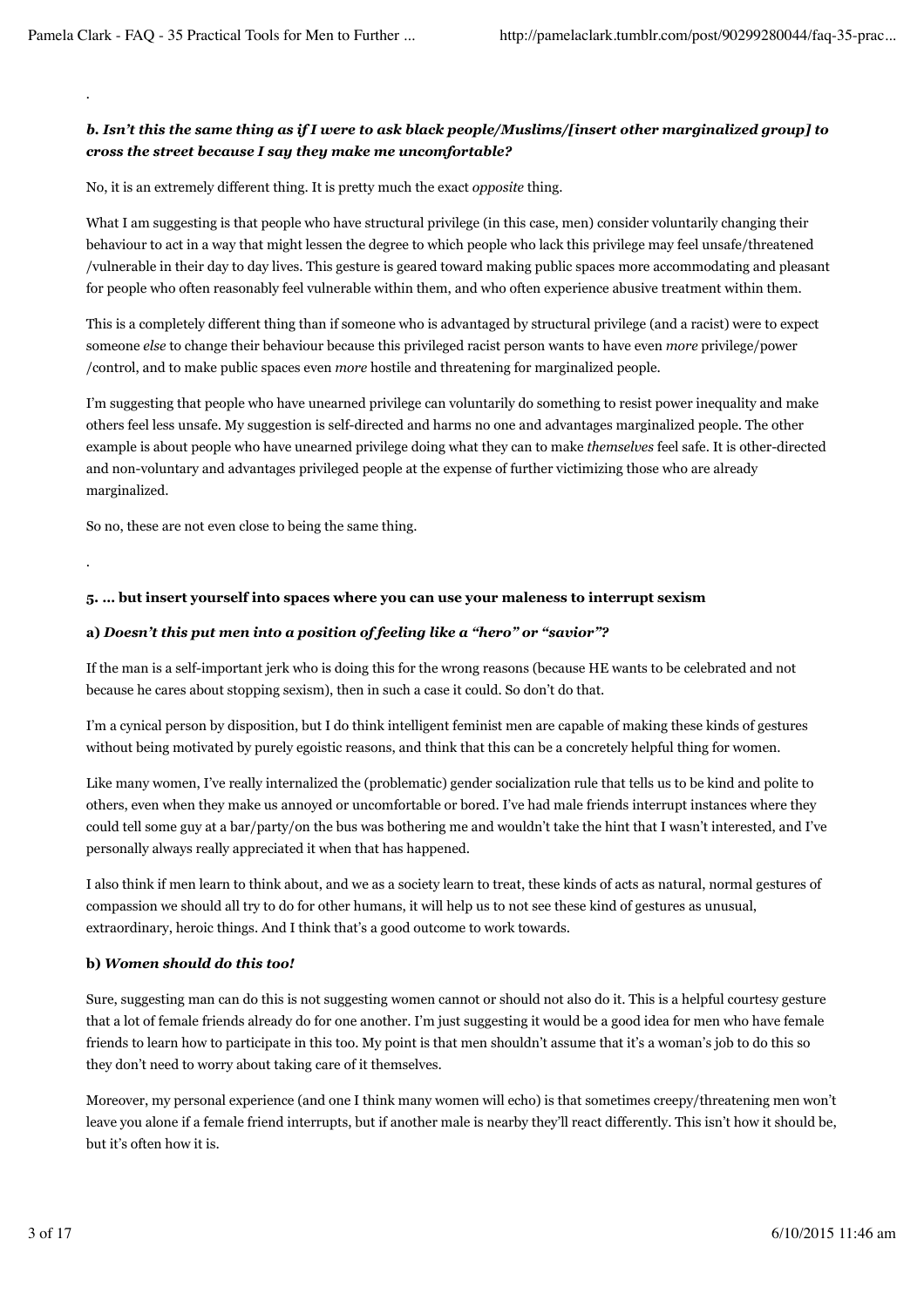.

***b. Isn't this the same thing as if I were to ask black people/Muslims/[insert other marginalized group] to cross the street because I say they make me uncomfortable?***

No, it is an extremely different thing. It is pretty much the exact *opposite* thing.

What I am suggesting is that people who have structural privilege (in this case, men) consider voluntarily changing their behaviour to act in a way that might lessen the degree to which people who lack this privilege may feel unsafe/threatened/vulnerable in their day to day lives. This gesture is geared toward making public spaces more accommodating and pleasant for people who often reasonably feel vulnerable within them, and who often experience abusive treatment within them.

This is a completely different thing than if someone who is advantaged by structural privilege (and a racist) were to expect someone *else* to change their behaviour because this privileged racist person wants to have even *more* privilege/power/control, and to make public spaces even *more* hostile and threatening for marginalized people.

I'm suggesting that people who have unearned privilege can voluntarily do something to resist power inequality and make others feel less unsafe. My suggestion is self-directed and harms no one and advantages marginalized people. The other example is about people who have unearned privilege doing what they can to make *themselves* feel safe. It is other-directed and non-voluntary and advantages privileged people at the expense of further victimizing those who are already marginalized.

So no, these are not even close to being the same thing.

.

**5. … but insert yourself into spaces where you can use your maleness to interrupt sexism**

**a)** ***Doesn't this put men into a position of feeling like a "hero" or "savior"?***

If the man is a self-important jerk who is doing this for the wrong reasons (because HE wants to be celebrated and not because he cares about stopping sexism), then in such a case it could. So don't do that.

I'm a cynical person by disposition, but I do think intelligent feminist men are capable of making these kinds of gestures without being motivated by purely egoistic reasons, and think that this can be a concretely helpful thing for women.

Like many women, I've really internalized the (problematic) gender socialization rule that tells us to be kind and polite to others, even when they make us annoyed or uncomfortable or bored. I've had male friends interrupt instances where they could tell some guy at a bar/party/on the bus was bothering me and wouldn't take the hint that I wasn't interested, and I've personally always really appreciated it when that has happened.

I also think if men learn to think about, and we as a society learn to treat, these kinds of acts as natural, normal gestures of compassion we should all try to do for other humans, it will help us to not see these kind of gestures as unusual, extraordinary, heroic things. And I think that's a good outcome to work towards.

**b)** ***Women should do this too!***

Sure, suggesting man can do this is not suggesting women cannot or should not also do it. This is a helpful courtesy gesture that a lot of female friends already do for one another. I'm just suggesting it would be a good idea for men who have female friends to learn how to participate in this too. My point is that men shouldn't assume that it's a woman's job to do this so they don't need to worry about taking care of it themselves.

Moreover, my personal experience (and one I think many women will echo) is that sometimes creepy/threatening men won't leave you alone if a female friend interrupts, but if another male is nearby they'll react differently. This isn't how it should be, but it's often how it is.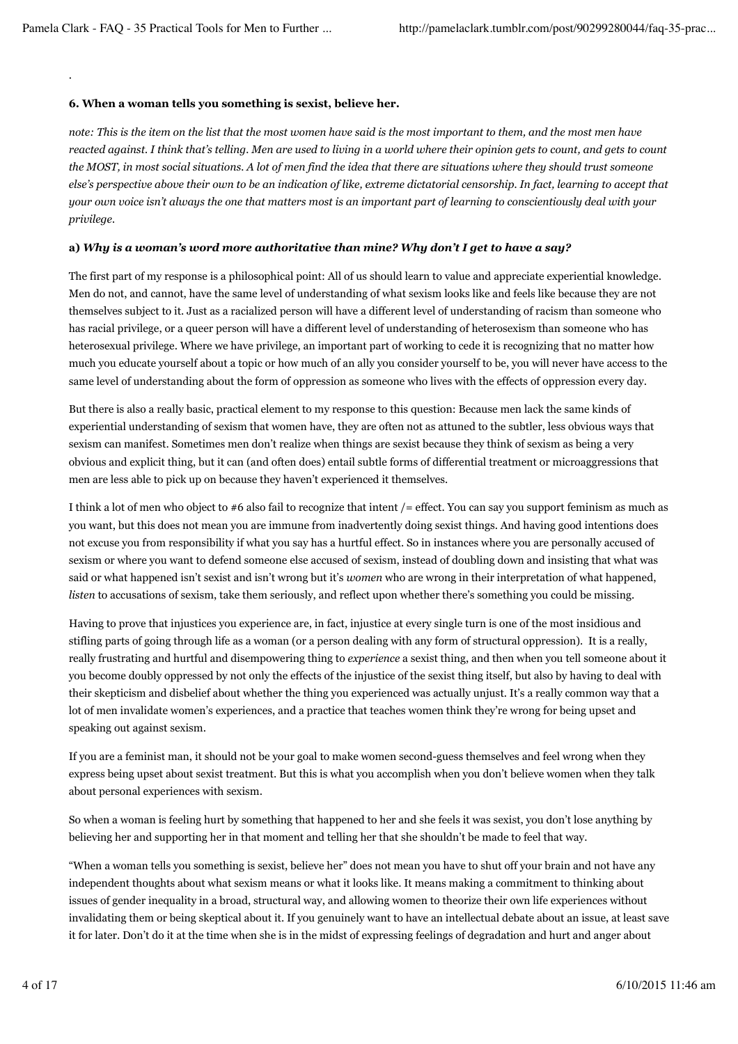.

**6. When a woman tells you something is sexist, believe her.**

*note: This is the item on the list that the most women have said is the most important to them, and the most men have reacted against. I think that's telling. Men are used to living in a world where their opinion gets to count, and gets to count the MOST, in most social situations. A lot of men find the idea that there are situations where they should trust someone else's perspective above their own to be an indication of like, extreme dictatorial censorship. In fact, learning to accept that your own voice isn't always the one that matters most is an important part of learning to conscientiously deal with your privilege.*

**a)** ***Why is a woman's word more authoritative than mine? Why don't I get to have a say?***

The first part of my response is a philosophical point: All of us should learn to value and appreciate experiential knowledge. Men do not, and cannot, have the same level of understanding of what sexism looks like and feels like because they are not themselves subject to it. Just as a racialized person will have a different level of understanding of racism than someone who has racial privilege, or a queer person will have a different level of understanding of heterosexism than someone who has heterosexual privilege. Where we have privilege, an important part of working to cede it is recognizing that no matter how much you educate yourself about a topic or how much of an ally you consider yourself to be, you will never have access to the same level of understanding about the form of oppression as someone who lives with the effects of oppression every day.

But there is also a really basic, practical element to my response to this question: Because men lack the same kinds of experiential understanding of sexism that women have, they are often not as attuned to the subtler, less obvious ways that sexism can manifest. Sometimes men don't realize when things are sexist because they think of sexism as being a very obvious and explicit thing, but it can (and often does) entail subtle forms of differential treatment or microaggressions that men are less able to pick up on because they haven't experienced it themselves.

I think a lot of men who object to #6 also fail to recognize that intent /= effect. You can say you support feminism as much as you want, but this does not mean you are immune from inadvertently doing sexist things. And having good intentions does not excuse you from responsibility if what you say has a hurtful effect. So in instances where you are personally accused of sexism or where you want to defend someone else accused of sexism, instead of doubling down and insisting that what was said or what happened isn't sexist and isn't wrong but it's *women* who are wrong in their interpretation of what happened, *listen* to accusations of sexism, take them seriously, and reflect upon whether there's something you could be missing.

Having to prove that injustices you experience are, in fact, injustice at every single turn is one of the most insidious and stifling parts of going through life as a woman (or a person dealing with any form of structural oppression). It is a really, really frustrating and hurtful and disempowering thing to *experience* a sexist thing, and then when you tell someone about it you become doubly oppressed by not only the effects of the injustice of the sexist thing itself, but also by having to deal with their skepticism and disbelief about whether the thing you experienced was actually unjust. It's a really common way that a lot of men invalidate women's experiences, and a practice that teaches women think they're wrong for being upset and speaking out against sexism.

If you are a feminist man, it should not be your goal to make women second-guess themselves and feel wrong when they express being upset about sexist treatment. But this is what you accomplish when you don't believe women when they talk about personal experiences with sexism.

So when a woman is feeling hurt by something that happened to her and she feels it was sexist, you don't lose anything by believing her and supporting her in that moment and telling her that she shouldn't be made to feel that way.

"When a woman tells you something is sexist, believe her" does not mean you have to shut off your brain and not have any independent thoughts about what sexism means or what it looks like. It means making a commitment to thinking about issues of gender inequality in a broad, structural way, and allowing women to theorize their own life experiences without invalidating them or being skeptical about it. If you genuinely want to have an intellectual debate about an issue, at least save it for later. Don't do it at the time when she is in the midst of expressing feelings of degradation and hurt and anger about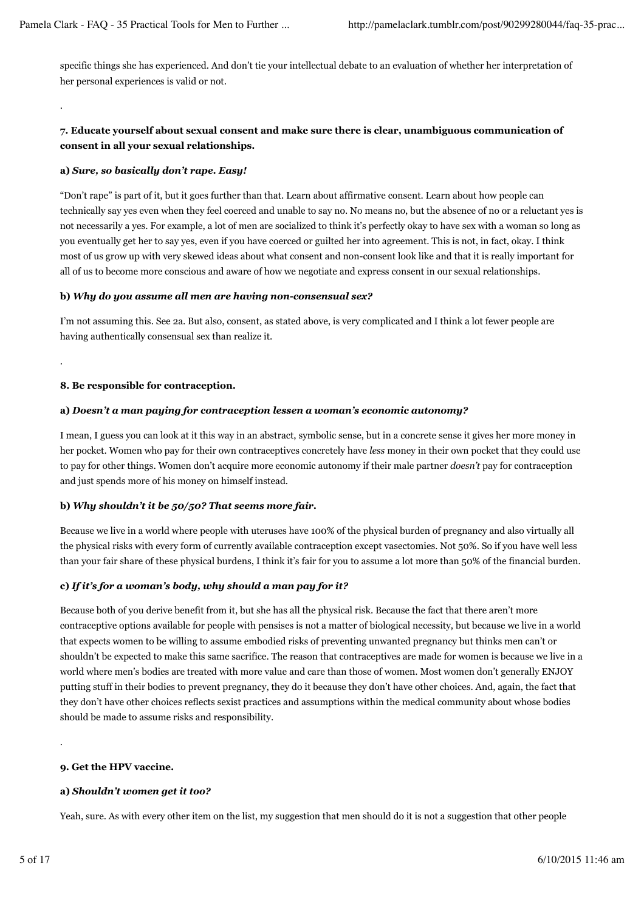specific things she has experienced. And don't tie your intellectual debate to an evaluation of whether her interpretation of her personal experiences is valid or not.

.

**7. Educate yourself about sexual consent and make sure there is clear, unambiguous communication of consent in all your sexual relationships.**

**a)** ***Sure, so basically don't rape. Easy!***

"Don't rape" is part of it, but it goes further than that. Learn about affirmative consent. Learn about how people can technically say yes even when they feel coerced and unable to say no. No means no, but the absence of no or a reluctant yes is not necessarily a yes. For example, a lot of men are socialized to think it's perfectly okay to have sex with a woman so long as you eventually get her to say yes, even if you have coerced or guilted her into agreement. This is not, in fact, okay. I think most of us grow up with very skewed ideas about what consent and non-consent look like and that it is really important for all of us to become more conscious and aware of how we negotiate and express consent in our sexual relationships.

**b)** ***Why do you assume all men are having non-consensual sex?***

I'm not assuming this. See 2a. But also, consent, as stated above, is very complicated and I think a lot fewer people are having authentically consensual sex than realize it.

.

**8. Be responsible for contraception.**

**a)** ***Doesn't a man paying for contraception lessen a woman's economic autonomy?***

I mean, I guess you can look at it this way in an abstract, symbolic sense, but in a concrete sense it gives her more money in her pocket. Women who pay for their own contraceptives concretely have *less* money in their own pocket that they could use to pay for other things. Women don't acquire more economic autonomy if their male partner *doesn't* pay for contraception and just spends more of his money on himself instead.

**b)** ***Why shouldn't it be 50/50? That seems more fair.***

Because we live in a world where people with uteruses have 100% of the physical burden of pregnancy and also virtually all the physical risks with every form of currently available contraception except vasectomies. Not 50%. So if you have well less than your fair share of these physical burdens, I think it's fair for you to assume a lot more than 50% of the financial burden.

**c)** ***If it's for a woman's body, why should a man pay for it?***

Because both of you derive benefit from it, but she has all the physical risk. Because the fact that there aren't more contraceptive options available for people with pensises is not a matter of biological necessity, but because we live in a world that expects women to be willing to assume embodied risks of preventing unwanted pregnancy but thinks men can't or shouldn't be expected to make this same sacrifice. The reason that contraceptives are made for women is because we live in a world where men's bodies are treated with more value and care than those of women. Most women don't generally ENJOY putting stuff in their bodies to prevent pregnancy, they do it because they don't have other choices. And, again, the fact that they don't have other choices reflects sexist practices and assumptions within the medical community about whose bodies should be made to assume risks and responsibility.

.

**9. Get the HPV vaccine.**

**a)** ***Shouldn't women get it too?***

Yeah, sure. As with every other item on the list, my suggestion that men should do it is not a suggestion that other people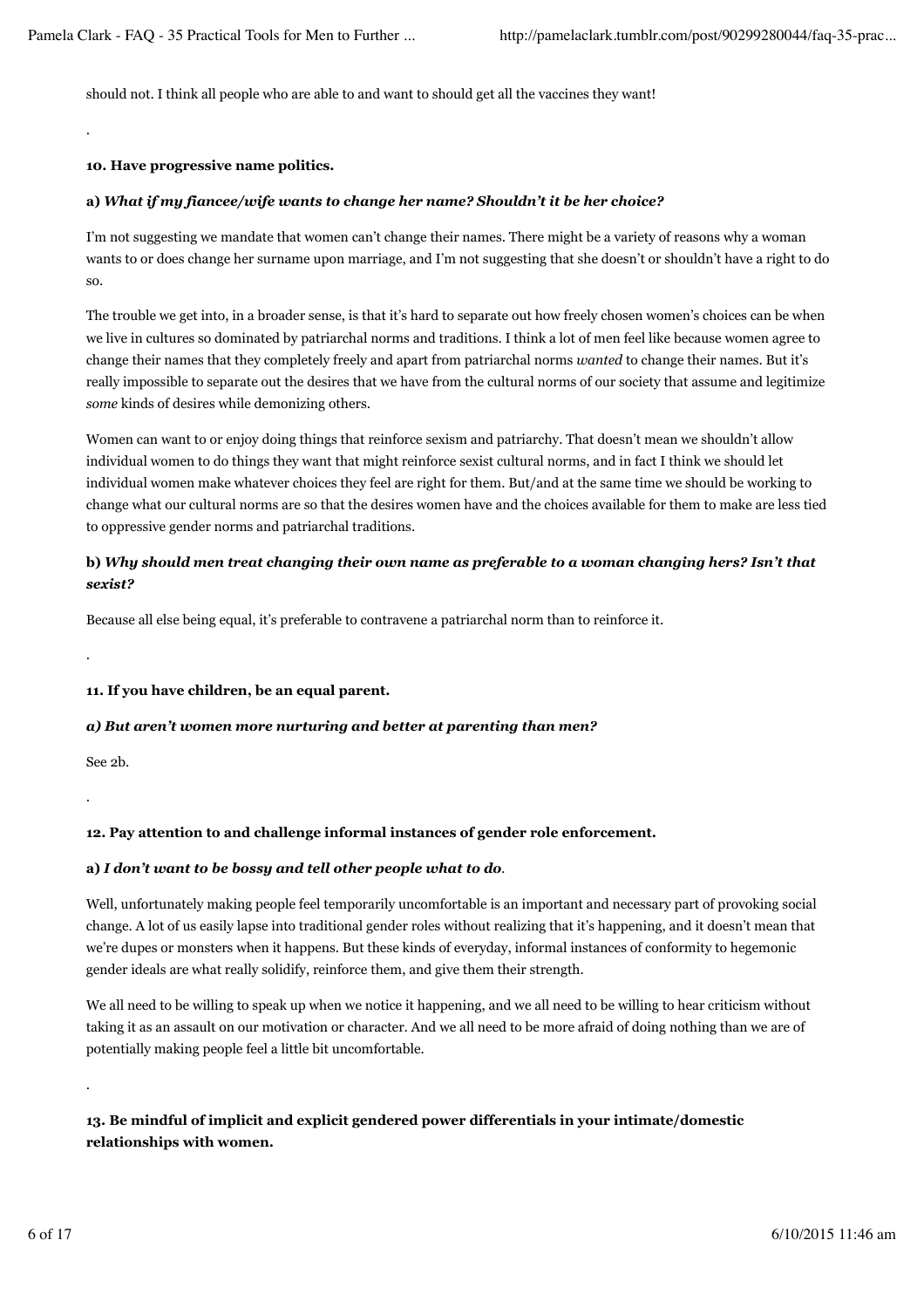should not. I think all people who are able to and want to should get all the vaccines they want!

.

**10. Have progressive name politics.**

**a)** ***What if my fiancee/wife wants to change her name? Shouldn't it be her choice?***

I'm not suggesting we mandate that women can't change their names. There might be a variety of reasons why a woman wants to or does change her surname upon marriage, and I'm not suggesting that she doesn't or shouldn't have a right to do so.

The trouble we get into, in a broader sense, is that it's hard to separate out how freely chosen women's choices can be when we live in cultures so dominated by patriarchal norms and traditions. I think a lot of men feel like because women agree to change their names that they completely freely and apart from patriarchal norms *wanted* to change their names. But it's really impossible to separate out the desires that we have from the cultural norms of our society that assume and legitimize *some* kinds of desires while demonizing others.

Women can want to or enjoy doing things that reinforce sexism and patriarchy. That doesn't mean we shouldn't allow individual women to do things they want that might reinforce sexist cultural norms, and in fact I think we should let individual women make whatever choices they feel are right for them. But/and at the same time we should be working to change what our cultural norms are so that the desires women have and the choices available for them to make are less tied to oppressive gender norms and patriarchal traditions.

**b)** ***Why should men treat changing their own name as preferable to a woman changing hers? Isn't that sexist?***

Because all else being equal, it's preferable to contravene a patriarchal norm than to reinforce it.

.

**11. If you have children, be an equal parent.**

***a) But aren't women more nurturing and better at parenting than men?***

See 2b.

.

**12. Pay attention to and challenge informal instances of gender role enforcement.**

**a)** ***I don't want to be bossy and tell other people what to do.***

Well, unfortunately making people feel temporarily uncomfortable is an important and necessary part of provoking social change. A lot of us easily lapse into traditional gender roles without realizing that it's happening, and it doesn't mean that we're dupes or monsters when it happens. But these kinds of everyday, informal instances of conformity to hegemonic gender ideals are what really solidify, reinforce them, and give them their strength.

We all need to be willing to speak up when we notice it happening, and we all need to be willing to hear criticism without taking it as an assault on our motivation or character. And we all need to be more afraid of doing nothing than we are of potentially making people feel a little bit uncomfortable.

.

**13. Be mindful of implicit and explicit gendered power differentials in your intimate/domestic relationships with women.**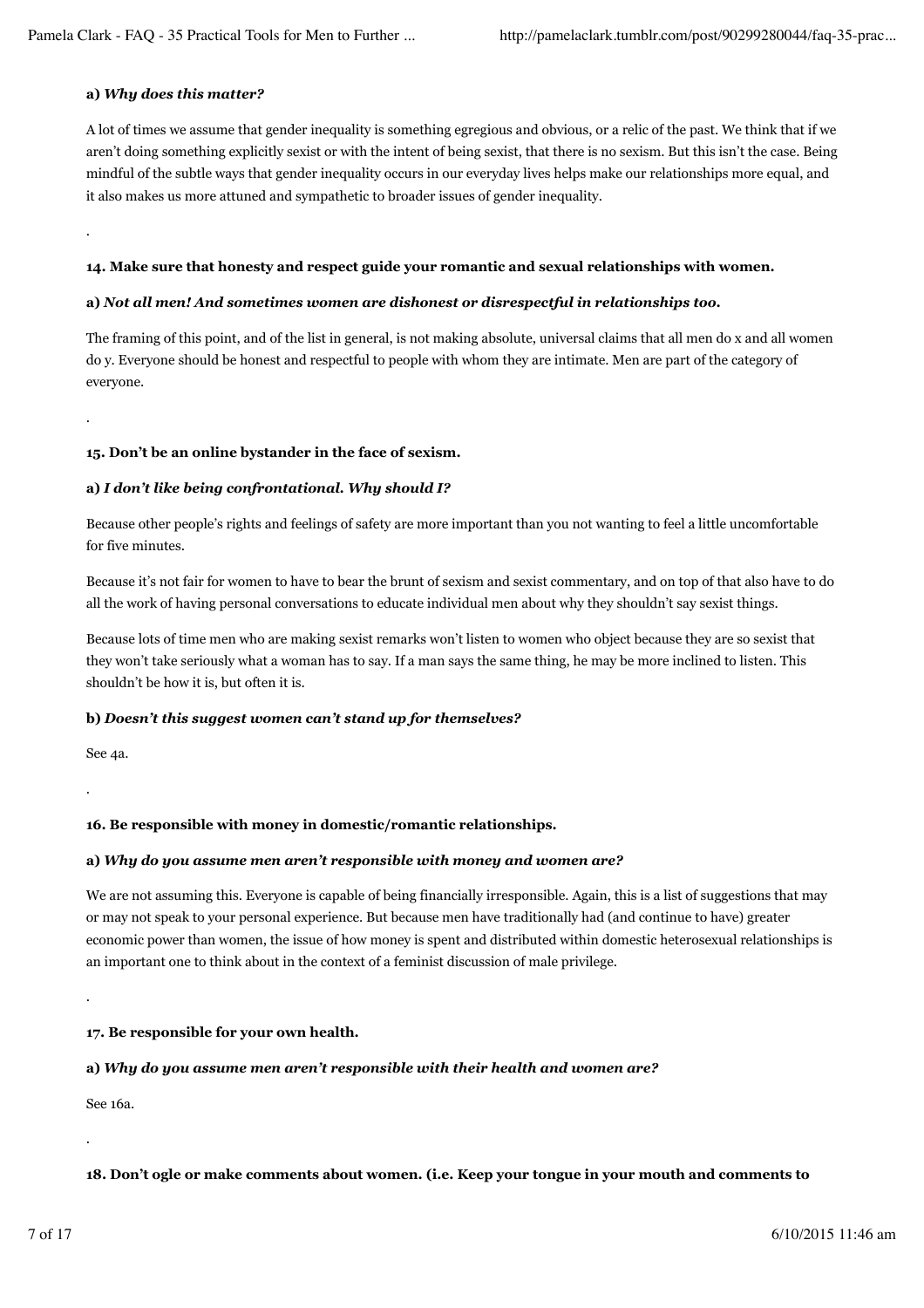**a)** ***Why does this matter?***

A lot of times we assume that gender inequality is something egregious and obvious, or a relic of the past. We think that if we aren't doing something explicitly sexist or with the intent of being sexist, that there is no sexism. But this isn't the case. Being mindful of the subtle ways that gender inequality occurs in our everyday lives helps make our relationships more equal, and it also makes us more attuned and sympathetic to broader issues of gender inequality.

.

**14. Make sure that honesty and respect guide your romantic and sexual relationships with women.**

**a)** ***Not all men! And sometimes women are dishonest or disrespectful in relationships too.***

The framing of this point, and of the list in general, is not making absolute, universal claims that all men do x and all women do y. Everyone should be honest and respectful to people with whom they are intimate. Men are part of the category of everyone.

.

**15. Don't be an online bystander in the face of sexism.**

**a)** ***I don't like being confrontational. Why should I?***

Because other people's rights and feelings of safety are more important than you not wanting to feel a little uncomfortable for five minutes.

Because it's not fair for women to have to bear the brunt of sexism and sexist commentary, and on top of that also have to do all the work of having personal conversations to educate individual men about why they shouldn't say sexist things.

Because lots of time men who are making sexist remarks won't listen to women who object because they are so sexist that they won't take seriously what a woman has to say. If a man says the same thing, he may be more inclined to listen. This shouldn't be how it is, but often it is.

**b)** ***Doesn't this suggest women can't stand up for themselves?***

See 4a.

.

**16. Be responsible with money in domestic/romantic relationships.**

**a)** ***Why do you assume men aren't responsible with money and women are?***

We are not assuming this. Everyone is capable of being financially irresponsible. Again, this is a list of suggestions that may or may not speak to your personal experience. But because men have traditionally had (and continue to have) greater economic power than women, the issue of how money is spent and distributed within domestic heterosexual relationships is an important one to think about in the context of a feminist discussion of male privilege.

.

**17. Be responsible for your own health.**

**a)** ***Why do you assume men aren't responsible with their health and women are?***

See 16a.

.

**18. Don't ogle or make comments about women. (i.e. Keep your tongue in your mouth and comments to**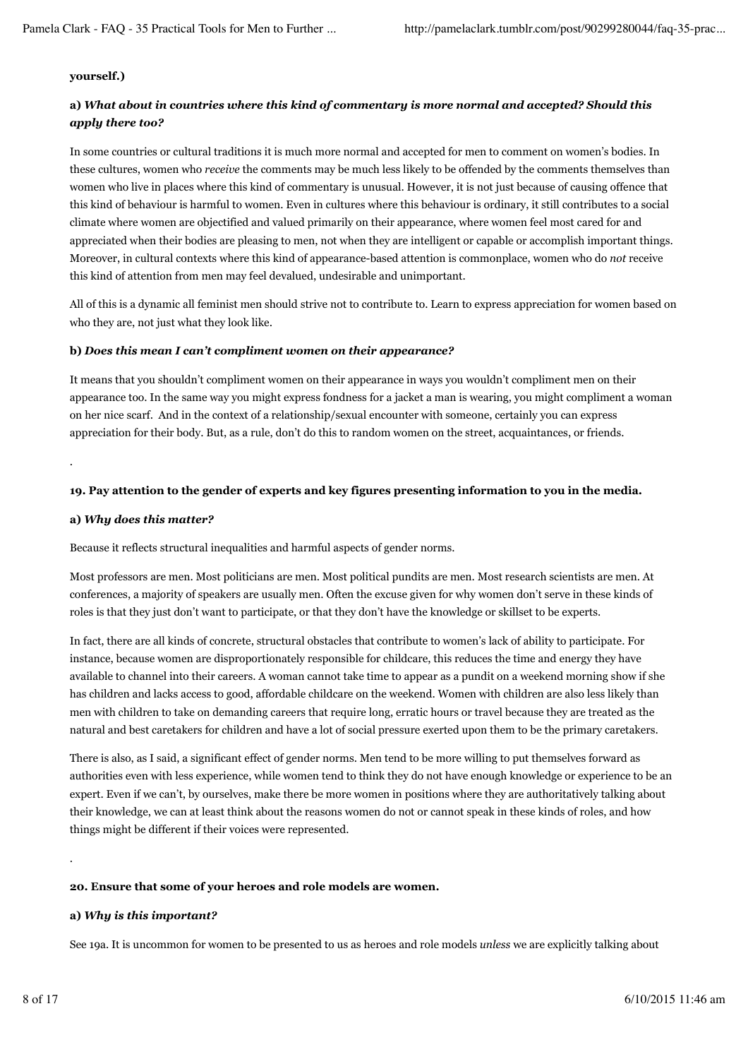**yourself.)**

**a)** ***What about in countries where this kind of commentary is more normal and accepted? Should this apply there too?***

In some countries or cultural traditions it is much more normal and accepted for men to comment on women's bodies. In these cultures, women who *receive* the comments may be much less likely to be offended by the comments themselves than women who live in places where this kind of commentary is unusual. However, it is not just because of causing offence that this kind of behaviour is harmful to women. Even in cultures where this behaviour is ordinary, it still contributes to a social climate where women are objectified and valued primarily on their appearance, where women feel most cared for and appreciated when their bodies are pleasing to men, not when they are intelligent or capable or accomplish important things. Moreover, in cultural contexts where this kind of appearance-based attention is commonplace, women who do *not* receive this kind of attention from men may feel devalued, undesirable and unimportant.

All of this is a dynamic all feminist men should strive not to contribute to. Learn to express appreciation for women based on who they are, not just what they look like.

**b)** ***Does this mean I can't compliment women on their appearance?***

It means that you shouldn't compliment women on their appearance in ways you wouldn't compliment men on their appearance too. In the same way you might express fondness for a jacket a man is wearing, you might compliment a woman on her nice scarf. And in the context of a relationship/sexual encounter with someone, certainly you can express appreciation for their body. But, as a rule, don't do this to random women on the street, acquaintances, or friends.

.

**19. Pay attention to the gender of experts and key figures presenting information to you in the media.**

**a)** ***Why does this matter?***

Because it reflects structural inequalities and harmful aspects of gender norms.

Most professors are men. Most politicians are men. Most political pundits are men. Most research scientists are men. At conferences, a majority of speakers are usually men. Often the excuse given for why women don't serve in these kinds of roles is that they just don't want to participate, or that they don't have the knowledge or skillset to be experts.

In fact, there are all kinds of concrete, structural obstacles that contribute to women's lack of ability to participate. For instance, because women are disproportionately responsible for childcare, this reduces the time and energy they have available to channel into their careers. A woman cannot take time to appear as a pundit on a weekend morning show if she has children and lacks access to good, affordable childcare on the weekend. Women with children are also less likely than men with children to take on demanding careers that require long, erratic hours or travel because they are treated as the natural and best caretakers for children and have a lot of social pressure exerted upon them to be the primary caretakers.

There is also, as I said, a significant effect of gender norms. Men tend to be more willing to put themselves forward as authorities even with less experience, while women tend to think they do not have enough knowledge or experience to be an expert. Even if we can't, by ourselves, make there be more women in positions where they are authoritatively talking about their knowledge, we can at least think about the reasons women do not or cannot speak in these kinds of roles, and how things might be different if their voices were represented.

.

**20. Ensure that some of your heroes and role models are women.**

**a)** ***Why is this important?***

See 19a. It is uncommon for women to be presented to us as heroes and role models *unless* we are explicitly talking about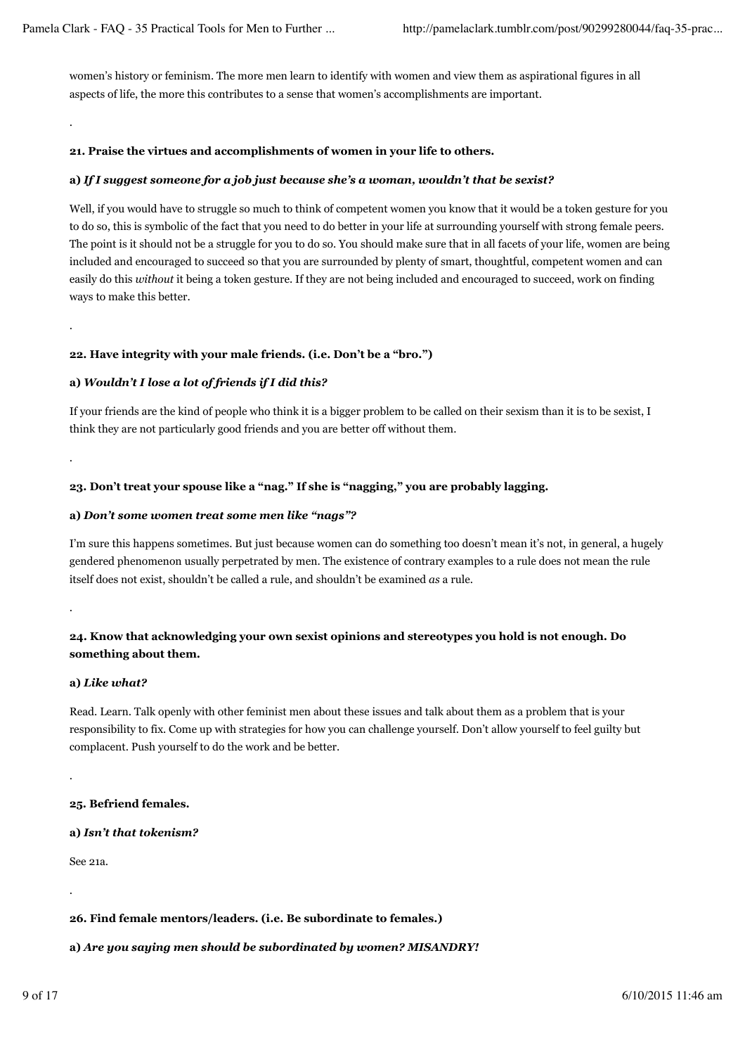women's history or feminism. The more men learn to identify with women and view them as aspirational figures in all aspects of life, the more this contributes to a sense that women's accomplishments are important.

.

**21. Praise the virtues and accomplishments of women in your life to others.**

**a)** ***If I suggest someone for a job just because she's a woman, wouldn't that be sexist?***

Well, if you would have to struggle so much to think of competent women you know that it would be a token gesture for you to do so, this is symbolic of the fact that you need to do better in your life at surrounding yourself with strong female peers. The point is it should not be a struggle for you to do so. You should make sure that in all facets of your life, women are being included and encouraged to succeed so that you are surrounded by plenty of smart, thoughtful, competent women and can easily do this *without* it being a token gesture. If they are not being included and encouraged to succeed, work on finding ways to make this better.

.

**22. Have integrity with your male friends. (i.e. Don't be a "bro.")**

**a)** ***Wouldn't I lose a lot of friends if I did this?***

If your friends are the kind of people who think it is a bigger problem to be called on their sexism than it is to be sexist, I think they are not particularly good friends and you are better off without them.

.

**23. Don't treat your spouse like a "nag." If she is "nagging," you are probably lagging.**

**a)** ***Don't some women treat some men like "nags"?***

I'm sure this happens sometimes. But just because women can do something too doesn't mean it's not, in general, a hugely gendered phenomenon usually perpetrated by men. The existence of contrary examples to a rule does not mean the rule itself does not exist, shouldn't be called a rule, and shouldn't be examined *as* a rule.

.

**24. Know that acknowledging your own sexist opinions and stereotypes you hold is not enough. Do something about them.**

**a)** ***Like what?***

Read. Learn. Talk openly with other feminist men about these issues and talk about them as a problem that is your responsibility to fix. Come up with strategies for how you can challenge yourself. Don't allow yourself to feel guilty but complacent. Push yourself to do the work and be better.

.

**25. Befriend females.**

**a)** ***Isn't that tokenism?***

See 21a.

.

**26. Find female mentors/leaders. (i.e. Be subordinate to females.)**

**a)** ***Are you saying men should be subordinated by women? MISANDRY!***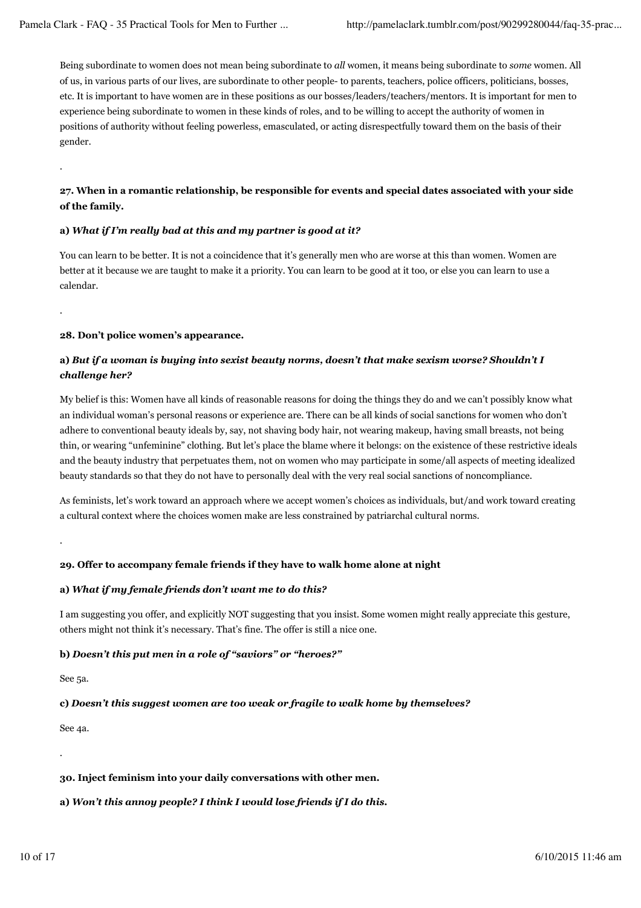Being subordinate to women does not mean being subordinate to *all* women, it means being subordinate to *some* women. All of us, in various parts of our lives, are subordinate to other people- to parents, teachers, police officers, politicians, bosses, etc. It is important to have women are in these positions as our bosses/leaders/teachers/mentors. It is important for men to experience being subordinate to women in these kinds of roles, and to be willing to accept the authority of women in positions of authority without feeling powerless, emasculated, or acting disrespectfully toward them on the basis of their gender.

.

**27. When in a romantic relationship, be responsible for events and special dates associated with your side of the family.**

**a)** ***What if I'm really bad at this and my partner is good at it?***

You can learn to be better. It is not a coincidence that it's generally men who are worse at this than women. Women are better at it because we are taught to make it a priority. You can learn to be good at it too, or else you can learn to use a calendar.

.

**28. Don't police women's appearance.**

**a)** ***But if a woman is buying into sexist beauty norms, doesn't that make sexism worse? Shouldn't I challenge her?***

My belief is this: Women have all kinds of reasonable reasons for doing the things they do and we can't possibly know what an individual woman's personal reasons or experience are. There can be all kinds of social sanctions for women who don't adhere to conventional beauty ideals by, say, not shaving body hair, not wearing makeup, having small breasts, not being thin, or wearing "unfeminine" clothing. But let's place the blame where it belongs: on the existence of these restrictive ideals and the beauty industry that perpetuates them, not on women who may participate in some/all aspects of meeting idealized beauty standards so that they do not have to personally deal with the very real social sanctions of noncompliance.

As feminists, let's work toward an approach where we accept women's choices as individuals, but/and work toward creating a cultural context where the choices women make are less constrained by patriarchal cultural norms.

.

**29. Offer to accompany female friends if they have to walk home alone at night**

**a)** ***What if my female friends don't want me to do this?***

I am suggesting you offer, and explicitly NOT suggesting that you insist. Some women might really appreciate this gesture, others might not think it's necessary. That's fine. The offer is still a nice one.

**b)** ***Doesn't this put men in a role of "saviors" or "heroes?"***

See 5a.

**c)** ***Doesn't this suggest women are too weak or fragile to walk home by themselves?***

See 4a.

.

**30. Inject feminism into your daily conversations with other men.**

**a)** ***Won't this annoy people? I think I would lose friends if I do this.***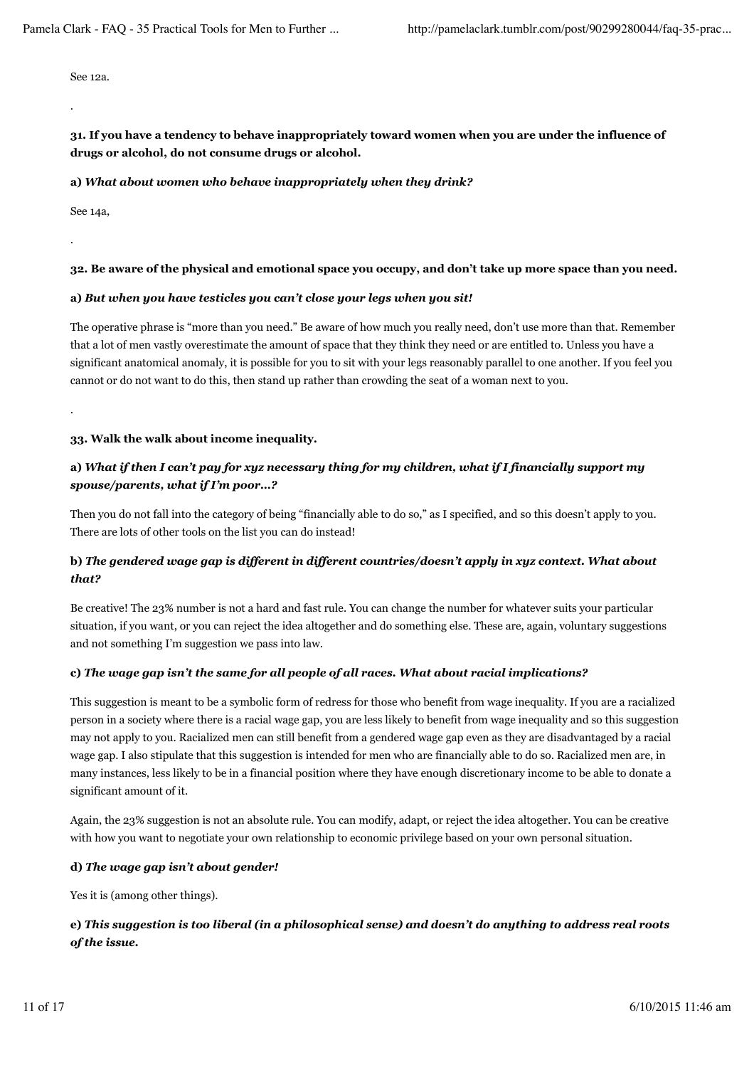See 12a.

.

**31. If you have a tendency to behave inappropriately toward women when you are under the influence of drugs or alcohol, do not consume drugs or alcohol.**

**a)** ***What about women who behave inappropriately when they drink?***

See 14a,

.

**32. Be aware of the physical and emotional space you occupy, and don't take up more space than you need.**

**a)** ***But when you have testicles you can't close your legs when you sit!***

The operative phrase is "more than you need." Be aware of how much you really need, don't use more than that. Remember that a lot of men vastly overestimate the amount of space that they think they need or are entitled to. Unless you have a significant anatomical anomaly, it is possible for you to sit with your legs reasonably parallel to one another. If you feel you cannot or do not want to do this, then stand up rather than crowding the seat of a woman next to you.

.

**33. Walk the walk about income inequality.**

**a)** ***What if then I can't pay for xyz necessary thing for my children, what if I financially support my spouse/parents, what if I'm poor…?***

Then you do not fall into the category of being "financially able to do so," as I specified, and so this doesn't apply to you. There are lots of other tools on the list you can do instead!

**b)** ***The gendered wage gap is different in different countries/doesn't apply in xyz context. What about that?***

Be creative! The 23% number is not a hard and fast rule. You can change the number for whatever suits your particular situation, if you want, or you can reject the idea altogether and do something else. These are, again, voluntary suggestions and not something I'm suggestion we pass into law.

**c)** ***The wage gap isn't the same for all people of all races. What about racial implications?***

This suggestion is meant to be a symbolic form of redress for those who benefit from wage inequality. If you are a racialized person in a society where there is a racial wage gap, you are less likely to benefit from wage inequality and so this suggestion may not apply to you. Racialized men can still benefit from a gendered wage gap even as they are disadvantaged by a racial wage gap. I also stipulate that this suggestion is intended for men who are financially able to do so. Racialized men are, in many instances, less likely to be in a financial position where they have enough discretionary income to be able to donate a significant amount of it.

Again, the 23% suggestion is not an absolute rule. You can modify, adapt, or reject the idea altogether. You can be creative with how you want to negotiate your own relationship to economic privilege based on your own personal situation.

**d)** ***The wage gap isn't about gender!***

Yes it is (among other things).

**e)** ***This suggestion is too liberal (in a philosophical sense) and doesn't do anything to address real roots of the issue.***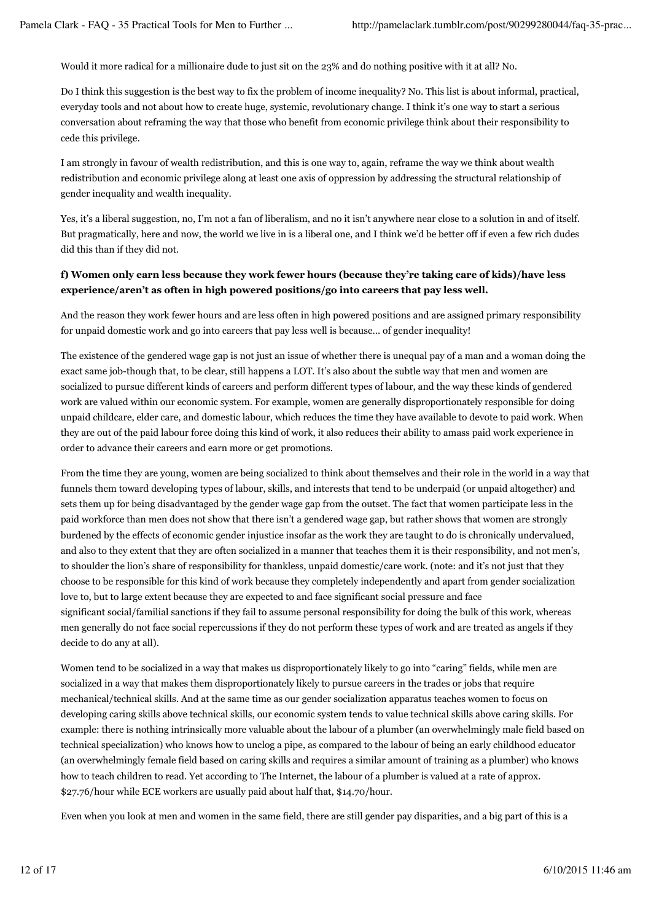Would it more radical for a millionaire dude to just sit on the 23% and do nothing positive with it at all? No.

Do I think this suggestion is the best way to fix the problem of income inequality? No. This list is about informal, practical, everyday tools and not about how to create huge, systemic, revolutionary change. I think it's one way to start a serious conversation about reframing the way that those who benefit from economic privilege think about their responsibility to cede this privilege.

I am strongly in favour of wealth redistribution, and this is one way to, again, reframe the way we think about wealth redistribution and economic privilege along at least one axis of oppression by addressing the structural relationship of gender inequality and wealth inequality.

Yes, it's a liberal suggestion, no, I'm not a fan of liberalism, and no it isn't anywhere near close to a solution in and of itself. But pragmatically, here and now, the world we live in is a liberal one, and I think we'd be better off if even a few rich dudes did this than if they did not.

**f) Women only earn less because they work fewer hours (because they're taking care of kids)/have less experience/aren't as often in high powered positions/go into careers that pay less well.**

And the reason they work fewer hours and are less often in high powered positions and are assigned primary responsibility for unpaid domestic work and go into careers that pay less well is because... of gender inequality!

The existence of the gendered wage gap is not just an issue of whether there is unequal pay of a man and a woman doing the exact same job-though that, to be clear, still happens a LOT. It's also about the subtle way that men and women are socialized to pursue different kinds of careers and perform different types of labour, and the way these kinds of gendered work are valued within our economic system. For example, women are generally disproportionately responsible for doing unpaid childcare, elder care, and domestic labour, which reduces the time they have available to devote to paid work. When they are out of the paid labour force doing this kind of work, it also reduces their ability to amass paid work experience in order to advance their careers and earn more or get promotions.

From the time they are young, women are being socialized to think about themselves and their role in the world in a way that funnels them toward developing types of labour, skills, and interests that tend to be underpaid (or unpaid altogether) and sets them up for being disadvantaged by the gender wage gap from the outset. The fact that women participate less in the paid workforce than men does not show that there isn't a gendered wage gap, but rather shows that women are strongly burdened by the effects of economic gender injustice insofar as the work they are taught to do is chronically undervalued, and also to they extent that they are often socialized in a manner that teaches them it is their responsibility, and not men's, to shoulder the lion's share of responsibility for thankless, unpaid domestic/care work. (note: and it's not just that they choose to be responsible for this kind of work because they completely independently and apart from gender socialization love to, but to large extent because they are expected to and face significant social pressure and face significant social/familial sanctions if they fail to assume personal responsibility for doing the bulk of this work, whereas men generally do not face social repercussions if they do not perform these types of work and are treated as angels if they decide to do any at all).

Women tend to be socialized in a way that makes us disproportionately likely to go into "caring" fields, while men are socialized in a way that makes them disproportionately likely to pursue careers in the trades or jobs that require mechanical/technical skills. And at the same time as our gender socialization apparatus teaches women to focus on developing caring skills above technical skills, our economic system tends to value technical skills above caring skills. For example: there is nothing intrinsically more valuable about the labour of a plumber (an overwhelmingly male field based on technical specialization) who knows how to unclog a pipe, as compared to the labour of being an early childhood educator (an overwhelmingly female field based on caring skills and requires a similar amount of training as a plumber) who knows how to teach children to read. Yet according to The Internet, the labour of a plumber is valued at a rate of approx. $27.76/hour while ECE workers are usually paid about half that, $14.70/hour.

Even when you look at men and women in the same field, there are still gender pay disparities, and a big part of this is a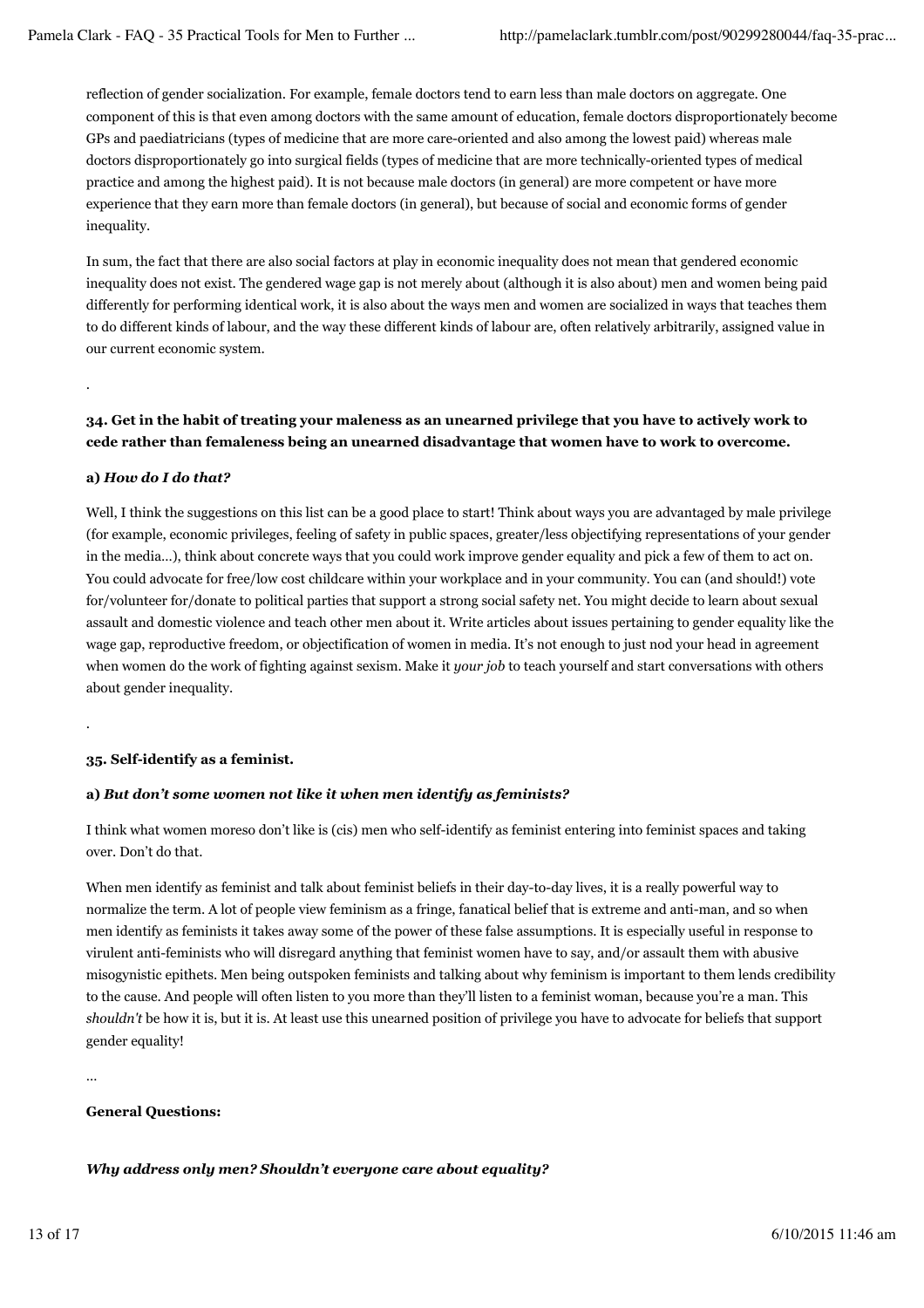reflection of gender socialization. For example, female doctors tend to earn less than male doctors on aggregate. One component of this is that even among doctors with the same amount of education, female doctors disproportionately become GPs and paediatricians (types of medicine that are more care-oriented and also among the lowest paid) whereas male doctors disproportionately go into surgical fields (types of medicine that are more technically-oriented types of medical practice and among the highest paid). It is not because male doctors (in general) are more competent or have more experience that they earn more than female doctors (in general), but because of social and economic forms of gender inequality.

In sum, the fact that there are also social factors at play in economic inequality does not mean that gendered economic inequality does not exist. The gendered wage gap is not merely about (although it is also about) men and women being paid differently for performing identical work, it is also about the ways men and women are socialized in ways that teaches them to do different kinds of labour, and the way these different kinds of labour are, often relatively arbitrarily, assigned value in our current economic system.

.

**34. Get in the habit of treating your maleness as an unearned privilege that you have to actively work to cede rather than femaleness being an unearned disadvantage that women have to work to overcome.**

**a)** ***How do I do that?***

Well, I think the suggestions on this list can be a good place to start! Think about ways you are advantaged by male privilege (for example, economic privileges, feeling of safety in public spaces, greater/less objectifying representations of your gender in the media…), think about concrete ways that you could work improve gender equality and pick a few of them to act on. You could advocate for free/low cost childcare within your workplace and in your community. You can (and should!) vote for/volunteer for/donate to political parties that support a strong social safety net. You might decide to learn about sexual assault and domestic violence and teach other men about it. Write articles about issues pertaining to gender equality like the wage gap, reproductive freedom, or objectification of women in media. It's not enough to just nod your head in agreement when women do the work of fighting against sexism. Make it *your job* to teach yourself and start conversations with others about gender inequality.

.

**35. Self-identify as a feminist.**

**a)** ***But don't some women not like it when men identify as feminists?***

I think what women moreso don't like is (cis) men who self-identify as feminist entering into feminist spaces and taking over. Don't do that.

When men identify as feminist and talk about feminist beliefs in their day-to-day lives, it is a really powerful way to normalize the term. A lot of people view feminism as a fringe, fanatical belief that is extreme and anti-man, and so when men identify as feminists it takes away some of the power of these false assumptions. It is especially useful in response to virulent anti-feminists who will disregard anything that feminist women have to say, and/or assault them with abusive misogynistic epithets. Men being outspoken feminists and talking about why feminism is important to them lends credibility to the cause. And people will often listen to you more than they'll listen to a feminist woman, because you're a man. This *shouldn't* be how it is, but it is. At least use this unearned position of privilege you have to advocate for beliefs that support gender equality!

…

**General Questions:**

***Why address only men? Shouldn't everyone care about equality?***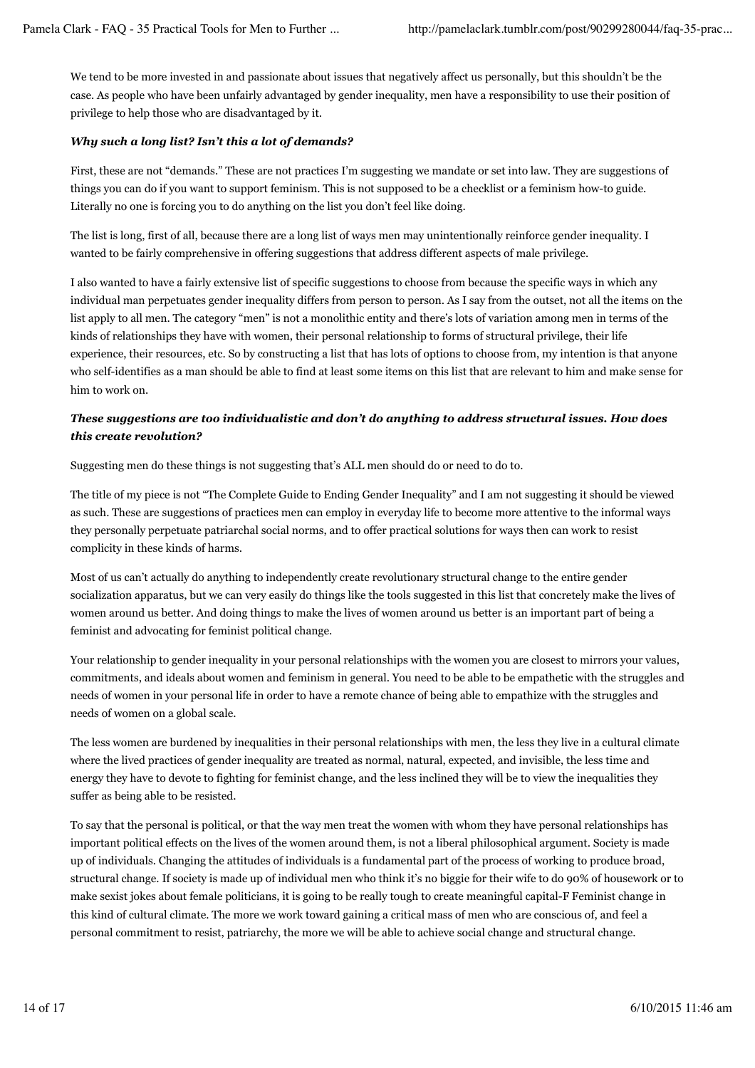We tend to be more invested in and passionate about issues that negatively affect us personally, but this shouldn't be the case. As people who have been unfairly advantaged by gender inequality, men have a responsibility to use their position of privilege to help those who are disadvantaged by it.

***Why such a long list? Isn't this a lot of demands?***

First, these are not "demands." These are not practices I'm suggesting we mandate or set into law. They are suggestions of things you can do if you want to support feminism. This is not supposed to be a checklist or a feminism how-to guide. Literally no one is forcing you to do anything on the list you don't feel like doing.

The list is long, first of all, because there are a long list of ways men may unintentionally reinforce gender inequality. I wanted to be fairly comprehensive in offering suggestions that address different aspects of male privilege.

I also wanted to have a fairly extensive list of specific suggestions to choose from because the specific ways in which any individual man perpetuates gender inequality differs from person to person. As I say from the outset, not all the items on the list apply to all men. The category "men" is not a monolithic entity and there's lots of variation among men in terms of the kinds of relationships they have with women, their personal relationship to forms of structural privilege, their life experience, their resources, etc. So by constructing a list that has lots of options to choose from, my intention is that anyone who self-identifies as a man should be able to find at least some items on this list that are relevant to him and make sense for him to work on.

***These suggestions are too individualistic and don't do anything to address structural issues. How does this create revolution?***

Suggesting men do these things is not suggesting that's ALL men should do or need to do to.

The title of my piece is not "The Complete Guide to Ending Gender Inequality" and I am not suggesting it should be viewed as such. These are suggestions of practices men can employ in everyday life to become more attentive to the informal ways they personally perpetuate patriarchal social norms, and to offer practical solutions for ways then can work to resist complicity in these kinds of harms.

Most of us can't actually do anything to independently create revolutionary structural change to the entire gender socialization apparatus, but we can very easily do things like the tools suggested in this list that concretely make the lives of women around us better. And doing things to make the lives of women around us better is an important part of being a feminist and advocating for feminist political change.

Your relationship to gender inequality in your personal relationships with the women you are closest to mirrors your values, commitments, and ideals about women and feminism in general. You need to be able to be empathetic with the struggles and needs of women in your personal life in order to have a remote chance of being able to empathize with the struggles and needs of women on a global scale.

The less women are burdened by inequalities in their personal relationships with men, the less they live in a cultural climate where the lived practices of gender inequality are treated as normal, natural, expected, and invisible, the less time and energy they have to devote to fighting for feminist change, and the less inclined they will be to view the inequalities they suffer as being able to be resisted.

To say that the personal is political, or that the way men treat the women with whom they have personal relationships has important political effects on the lives of the women around them, is not a liberal philosophical argument. Society is made up of individuals. Changing the attitudes of individuals is a fundamental part of the process of working to produce broad, structural change. If society is made up of individual men who think it's no biggie for their wife to do 90% of housework or to make sexist jokes about female politicians, it is going to be really tough to create meaningful capital-F Feminist change in this kind of cultural climate. The more we work toward gaining a critical mass of men who are conscious of, and feel a personal commitment to resist, patriarchy, the more we will be able to achieve social change and structural change.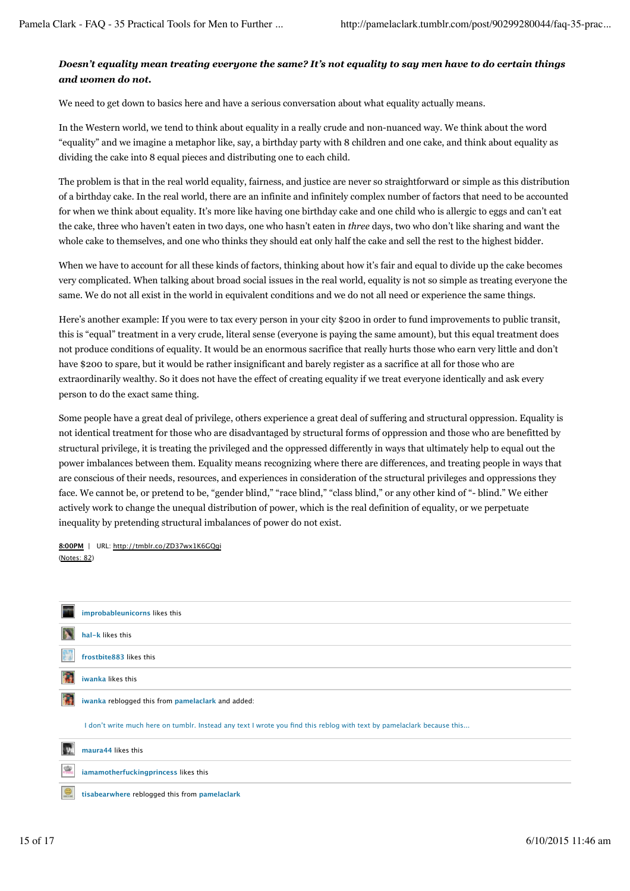***Doesn't equality mean treating everyone the same? It's not equality to say men have to do certain things and women do not.***

We need to get down to basics here and have a serious conversation about what equality actually means.

In the Western world, we tend to think about equality in a really crude and non-nuanced way. We think about the word "equality" and we imagine a metaphor like, say, a birthday party with 8 children and one cake, and think about equality as dividing the cake into 8 equal pieces and distributing one to each child.

The problem is that in the real world equality, fairness, and justice are never so straightforward or simple as this distribution of a birthday cake. In the real world, there are an infinite and infinitely complex number of factors that need to be accounted for when we think about equality. It's more like having one birthday cake and one child who is allergic to eggs and can't eat the cake, three who haven't eaten in two days, one who hasn't eaten in *three* days, two who don't like sharing and want the whole cake to themselves, and one who thinks they should eat only half the cake and sell the rest to the highest bidder.

When we have to account for all these kinds of factors, thinking about how it's fair and equal to divide up the cake becomes very complicated. When talking about broad social issues in the real world, equality is not so simple as treating everyone the same. We do not all exist in the world in equivalent conditions and we do not all need or experience the same things.

Here's another example: If you were to tax every person in your city $200 in order to fund improvements to public transit, this is "equal" treatment in a very crude, literal sense (everyone is paying the same amount), but this equal treatment does not produce conditions of equality. It would be an enormous sacrifice that really hurts those who earn very little and don't have $200 to spare, but it would be rather insignificant and barely register as a sacrifice at all for those who are extraordinarily wealthy. So it does not have the effect of creating equality if we treat everyone identically and ask every person to do the exact same thing.

Some people have a great deal of privilege, others experience a great deal of suffering and structural oppression. Equality is not identical treatment for those who are disadvantaged by structural forms of oppression and those who are benefitted by structural privilege, it is treating the privileged and the oppressed differently in ways that ultimately help to equal out the power imbalances between them. Equality means recognizing where there are differences, and treating people in ways that are conscious of their needs, resources, and experiences in consideration of the structural privileges and oppressions they face. We cannot be, or pretend to be, "gender blind," "race blind," "class blind," or any other kind of "- blind." We either actively work to change the unequal distribution of power, which is the real definition of equality, or we perpetuate inequality by pretending structural imbalances of power do not exist.

8:00PM | URL: http://tmblr.co/ZD37wx1K6GQgi
(Notes: 82)

improbableunicorns likes this

hal-k likes this

frostbite883 likes this

iwanka likes this

iwanka reblogged this from pamelaclark and added:

I don't write much here on tumblr. Instead any text I wrote you find this reblog with text by pamelaclark because this...

maura44 likes this

iamamotherfuckingprincess likes this

tisabearwhere reblogged this from pamelaclark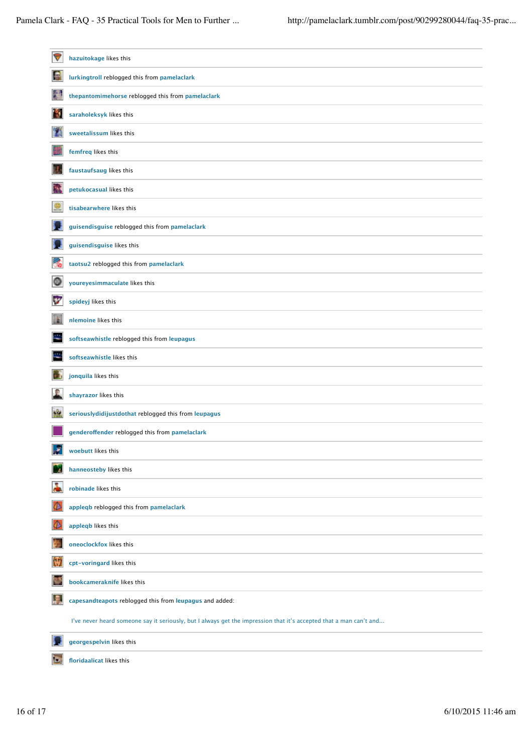hazuitokage likes this

lurkingtroll reblogged this from pamelaclark

thepantomimehorse reblogged this from pamelaclark

saraholeksyk likes this

sweetalissum likes this

femfreq likes this

faustaufsaug likes this

petukocasual likes this

tisabearwhere likes this

guisendisguise reblogged this from pamelaclark

guisendisguise likes this

taotsu2 reblogged this from pamelaclark

youreyesimmaculate likes this

spideyj likes this

nlemoine likes this

softseawhistle reblogged this from leupagus

softseawhistle likes this

jonquila likes this

shayrazor likes this

seriouslydidijustdothat reblogged this from leupagus

genderoffender reblogged this from pamelaclark

woebutt likes this

hanneosteby likes this

robinade likes this

appleqb reblogged this from pamelaclark

appleqb likes this

oneoclockfox likes this

cpt-voringard likes this

bookcameraknife likes this

capesandteapots reblogged this from leupagus and added:

I've never heard someone say it seriously, but I always get the impression that it's accepted that a man can't and...

georgespelvin likes this

floridaalicat likes this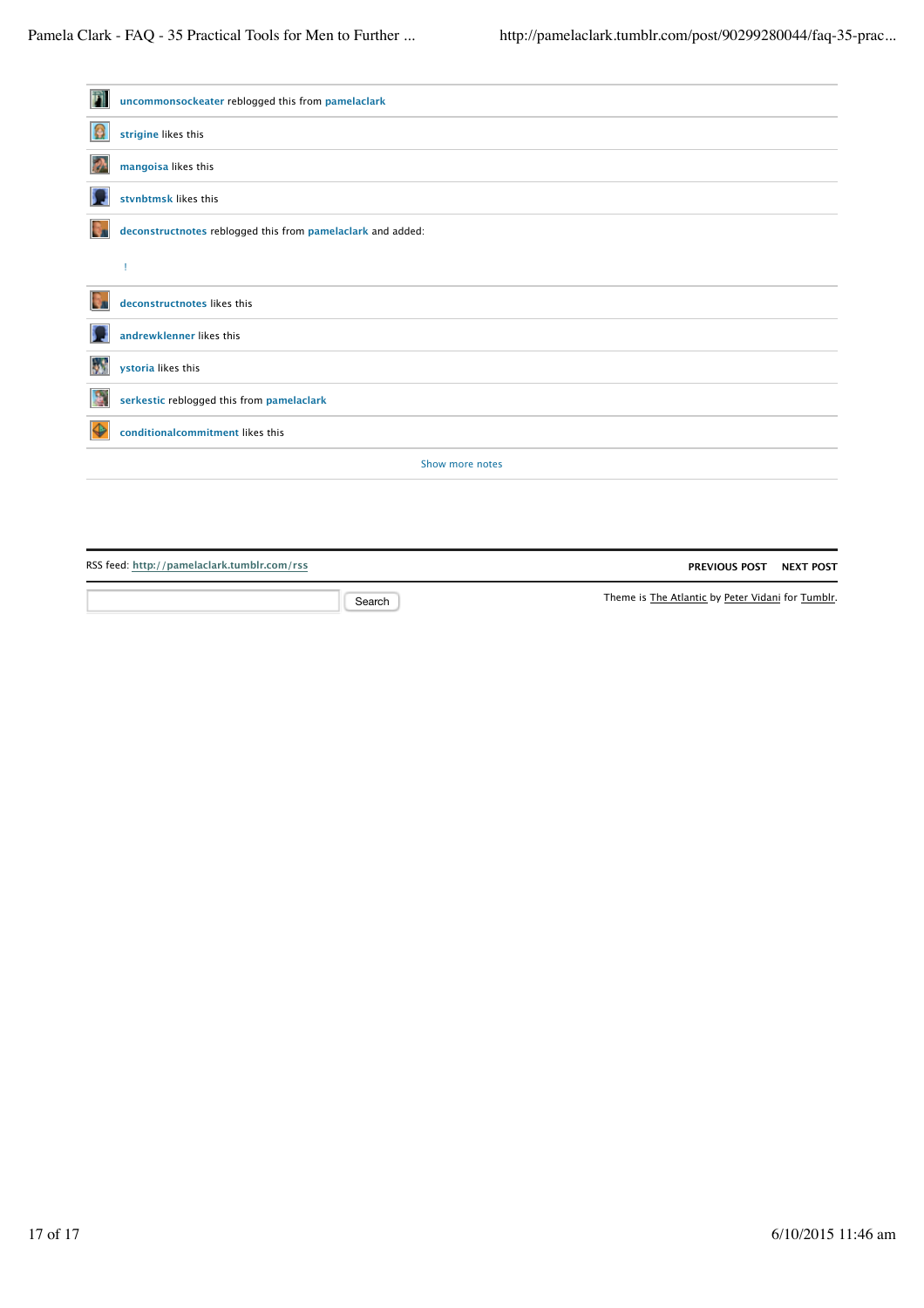uncommonsockeater reblogged this from pamelaclark

strigine likes this

mangoisa likes this

stvnbtmsk likes this

deconstructnotes reblogged this from pamelaclark and added:

!

deconstructnotes likes this

andrewklenner likes this

ystoria likes this

serkestic reblogged this from pamelaclark

conditionalcommitment likes this

Show more notes

RSS feed: http://pamelaclark.tumblr.com/rss

PREVIOUS POST NEXT POST

Search

Theme is The Atlantic by Peter Vidani for Tumblr.